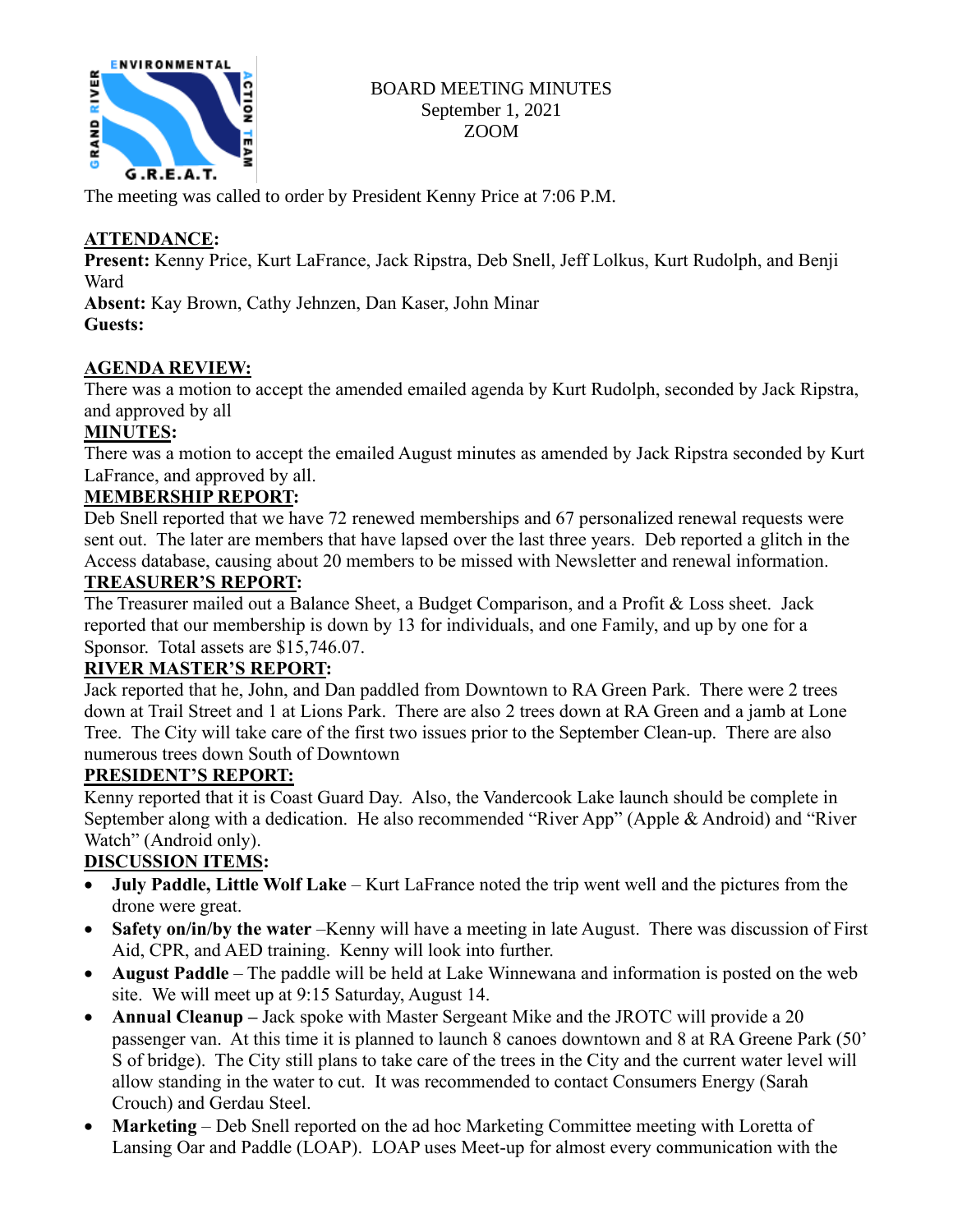BOARD MEETING MINUTES
September 1, 2021
ZOOM

The meeting was called to order by President Kenny Price at 7:06 P.M.

**ATTENDANCE:**

**Present:** Kenny Price, Kurt LaFrance, Jack Ripstra, Deb Snell, Jeff Lolkus, Kurt Rudolph, and Benji Ward

**Absent:** Kay Brown, Cathy Jehnzen, Dan Kaser, John Minar

**Guests:**

**AGENDA REVIEW:**

There was a motion to accept the amended emailed agenda by Kurt Rudolph, seconded by Jack Ripstra, and approved by all

**MINUTES:**

There was a motion to accept the emailed August minutes as amended by Jack Ripstra seconded by Kurt LaFrance, and approved by all.

**MEMBERSHIP REPORT:**

Deb Snell reported that we have 72 renewed memberships and 67 personalized renewal requests were sent out. The later are members that have lapsed over the last three years. Deb reported a glitch in the Access database, causing about 20 members to be missed with Newsletter and renewal information.

**TREASURER'S REPORT:**

The Treasurer mailed out a Balance Sheet, a Budget Comparison, and a Profit & Loss sheet. Jack reported that our membership is down by 13 for individuals, and one Family, and up by one for a Sponsor. Total assets are $15,746.07.

**RIVER MASTER'S REPORT:**

Jack reported that he, John, and Dan paddled from Downtown to RA Green Park. There were 2 trees down at Trail Street and 1 at Lions Park. There are also 2 trees down at RA Green and a jamb at Lone Tree. The City will take care of the first two issues prior to the September Clean-up. There are also numerous trees down South of Downtown

**PRESIDENT'S REPORT:**

Kenny reported that it is Coast Guard Day. Also, the Vandercook Lake launch should be complete in September along with a dedication. He also recommended "River App" (Apple & Android) and "River Watch" (Android only).

**DISCUSSION ITEMS:**

- **July Paddle, Little Wolf Lake** – Kurt LaFrance noted the trip went well and the pictures from the drone were great.
- **Safety on/in/by the water** –Kenny will have a meeting in late August. There was discussion of First Aid, CPR, and AED training. Kenny will look into further.
- **August Paddle** – The paddle will be held at Lake Winnewana and information is posted on the web site. We will meet up at 9:15 Saturday, August 14.
- **Annual Cleanup –** Jack spoke with Master Sergeant Mike and the JROTC will provide a 20 passenger van. At this time it is planned to launch 8 canoes downtown and 8 at RA Greene Park (50' S of bridge). The City still plans to take care of the trees in the City and the current water level will allow standing in the water to cut. It was recommended to contact Consumers Energy (Sarah Crouch) and Gerdau Steel.
- **Marketing** – Deb Snell reported on the ad hoc Marketing Committee meeting with Loretta of Lansing Oar and Paddle (LOAP). LOAP uses Meet-up for almost every communication with the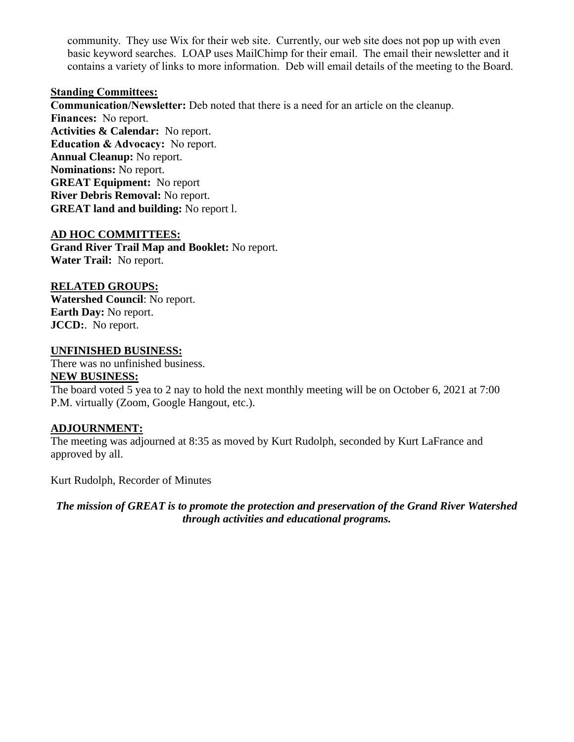community. They use Wix for their web site. Currently, our web site does not pop up with even basic keyword searches. LOAP uses MailChimp for their email. The email their newsletter and it contains a variety of links to more information. Deb will email details of the meeting to the Board.

**Standing Committees:**

**Communication/Newsletter:** Deb noted that there is a need for an article on the cleanup.
**Finances:** No report.
**Activities & Calendar:** No report.
**Education & Advocacy:** No report.
**Annual Cleanup:** No report.
**Nominations:** No report.
**GREAT Equipment:** No report
**River Debris Removal:** No report.
**GREAT land and building:** No report l.

**AD HOC COMMITTEES:**

**Grand River Trail Map and Booklet:** No report.
**Water Trail:** No report.

**RELATED GROUPS:**

**Watershed Council**: No report.
**Earth Day:** No report.
**JCCD:**. No report.

**UNFINISHED BUSINESS:**

There was no unfinished business.

**NEW BUSINESS:**

The board voted 5 yea to 2 nay to hold the next monthly meeting will be on October 6, 2021 at 7:00 P.M. virtually (Zoom, Google Hangout, etc.).

**ADJOURNMENT:**

The meeting was adjourned at 8:35 as moved by Kurt Rudolph, seconded by Kurt LaFrance and approved by all.

Kurt Rudolph, Recorder of Minutes

***The mission of GREAT is to promote the protection and preservation of the Grand River Watershed through activities and educational programs.***